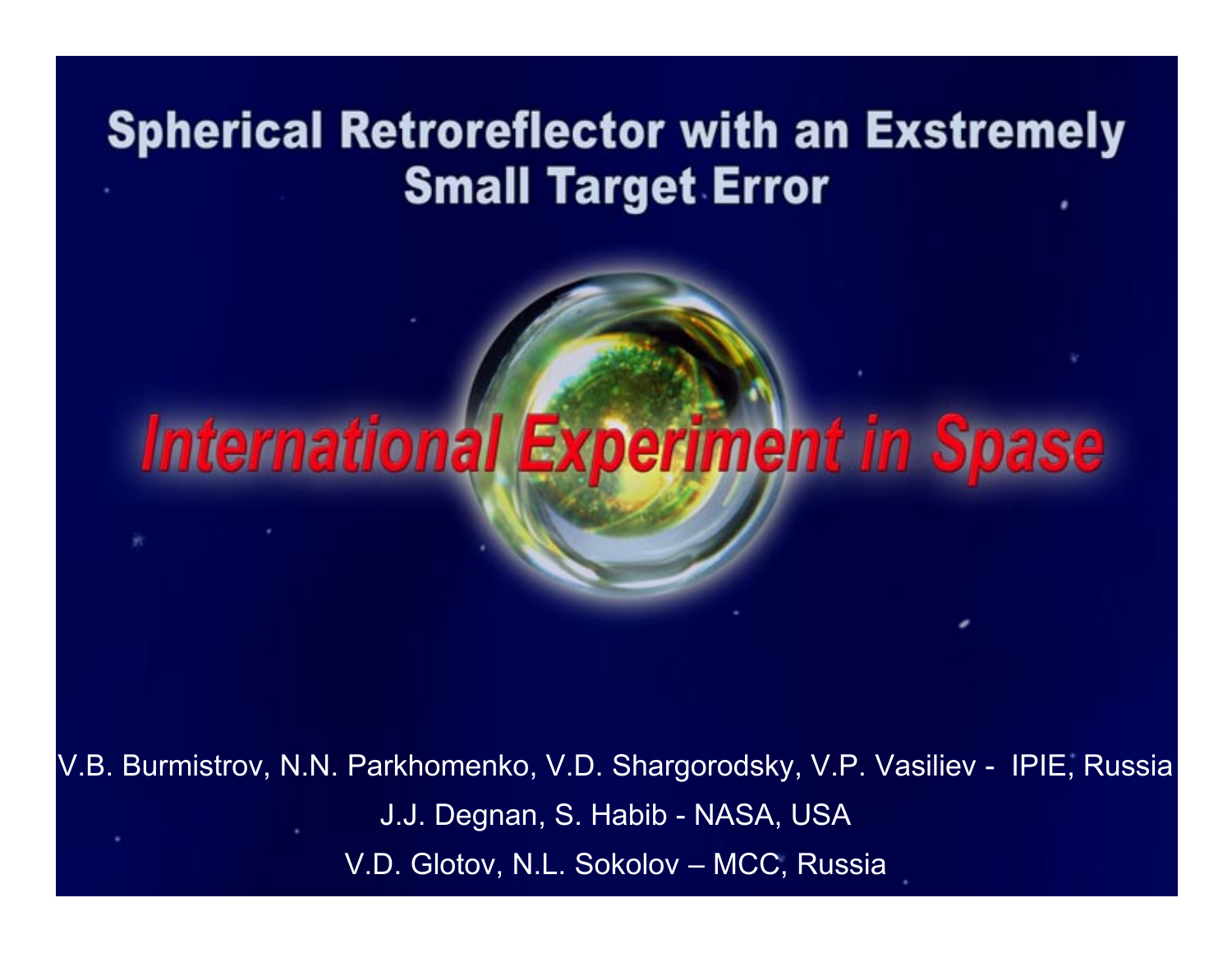# Spherical Retroreflector with an Exstremely Small Target Error

## *International Experiment in Spase*

V.B. Burmistrov, N.N. Parkhomenko, V.D. Shargorodsky, V.P. Vasiliev - IPIE, Russia

J.J. Degnan, S. Habib - NASA, USA

V.D. Glotov, N.L. Sokolov – MCC, Russia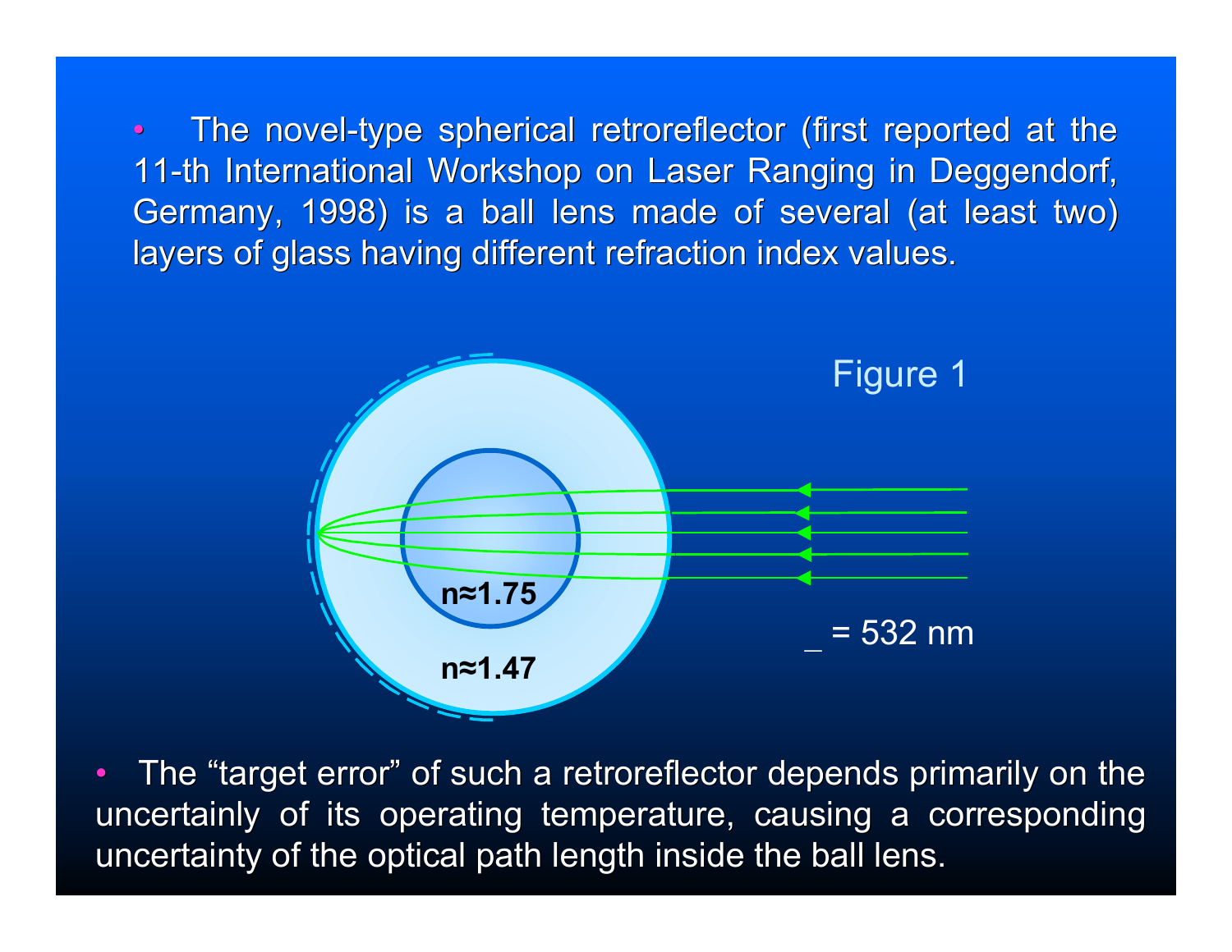- The novel-type spherical retroreflector (first reported at the 11-th International Workshop on Laser Ranging in Deggendorf, Germany, 1998) is a ball lens made of several (at least two) layers of glass having different refraction index values.

n≈1.75

n≈1.47

_ = 532 nm

Figure 1

- The “target error” of such a retroreflector depends primarily on the uncertainly of its operating temperature, causing a corresponding uncertainty of the optical path length inside the ball lens.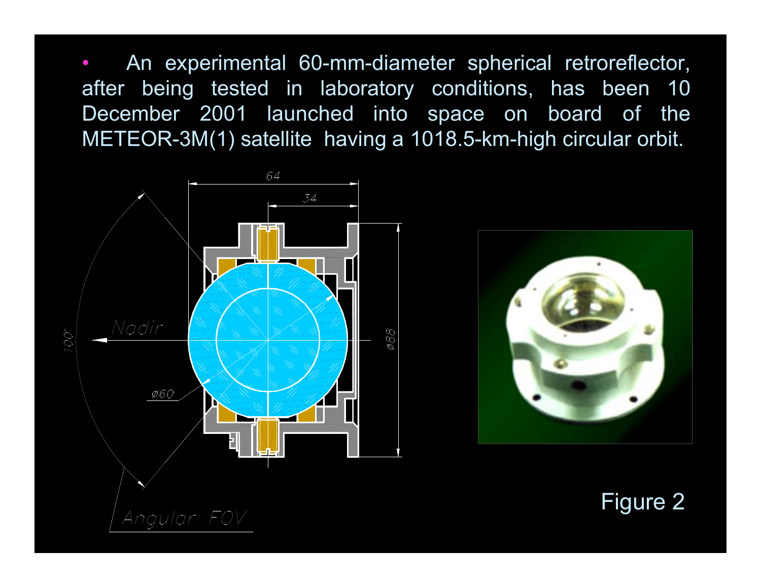- An experimental 60-mm-diameter spherical retroreflector, after being tested in laboratory conditions, has been 10 December 2001 launched into space on board of the METEOR-3M(1) satellite having a 1018.5-km-high circular orbit.

Figure 2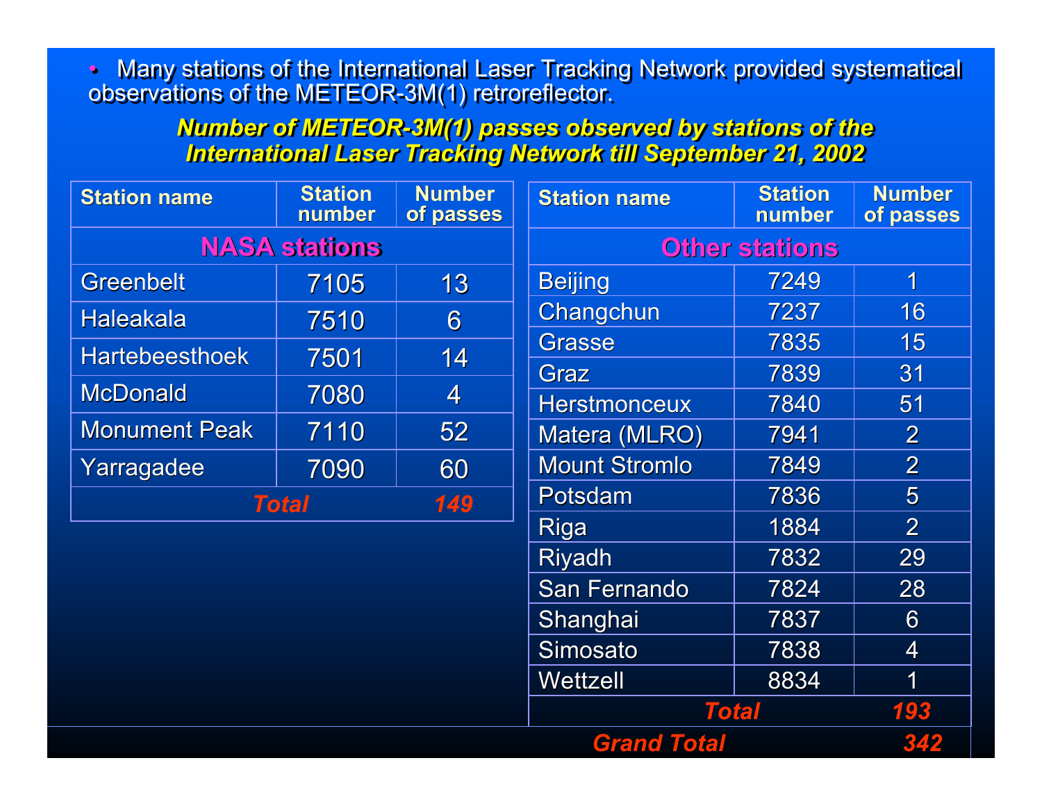- Many stations of the International Laser Tracking Network provided systematical observations of the METEOR-3M(1) retroreflector.

***Number of METEOR-3M(1) passes observed by stations of the International Laser Tracking Network till September 21, 2002***

| Station name | Station number | Number of passes |
|---|---|---|
| **NASA stations** | | |
| Greenbelt | 7105 | 13 |
| Haleakala | 7510 | 6 |
| Hartebeesthoek | 7501 | 14 |
| McDonald | 7080 | 4 |
| Monument Peak | 7110 | 52 |
| Yarragadee | 7090 | 60 |
| ***Total*** | | ***149*** |

| Station name | Station number | Number of passes |
|---|---|---|
| **Other stations** | | |
| Beijing | 7249 | 1 |
| Changchun | 7237 | 16 |
| Grasse | 7835 | 15 |
| Graz | 7839 | 31 |
| Herstmonceux | 7840 | 51 |
| Matera (MLRO) | 7941 | 2 |
| Mount Stromlo | 7849 | 2 |
| Potsdam | 7836 | 5 |
| Riga | 1884 | 2 |
| Riyadh | 7832 | 29 |
| San Fernando | 7824 | 28 |
| Shanghai | 7837 | 6 |
| Simosato | 7838 | 4 |
| Wettzell | 8834 | 1 |
| ***Total*** | | ***193*** |
| ***Grand Total*** | | ***342*** |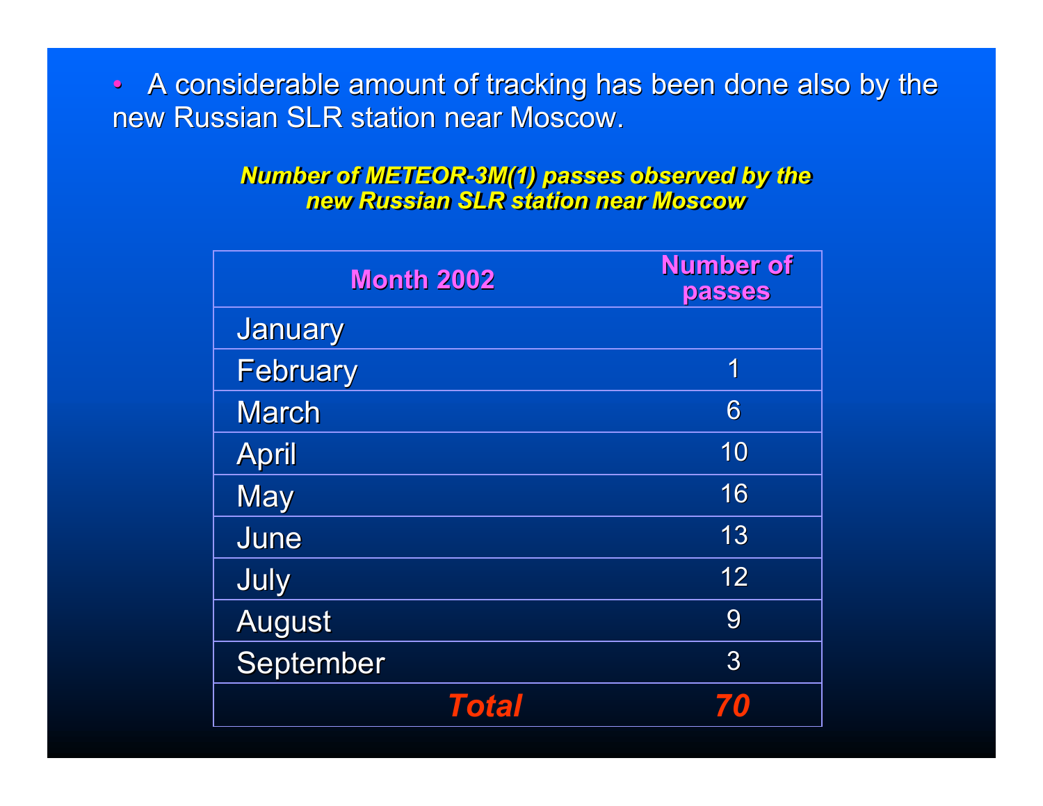- A considerable amount of tracking has been done also by the new Russian SLR station near Moscow.

***Number of METEOR-3M(1) passes observed by the new Russian SLR station near Moscow***

| Month 2002 | Number of passes |
|---|---|
| January | |
| February | 1 |
| March | 6 |
| April | 10 |
| May | 16 |
| June | 13 |
| July | 12 |
| August | 9 |
| September | 3 |
| ***Total*** | ***70*** |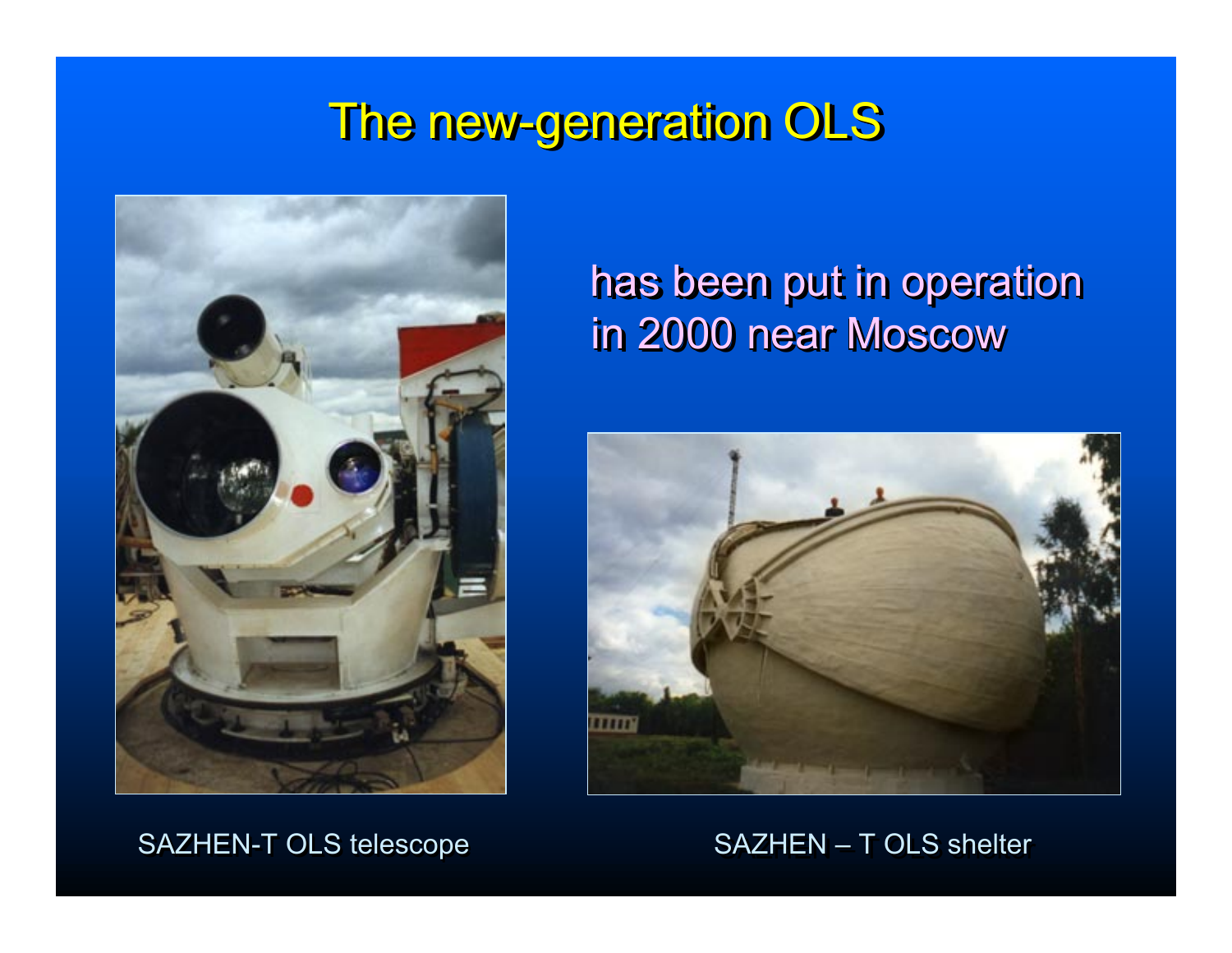# The new-generation OLS

has been put in operation in 2000 near Moscow

SAZHEN-T OLS telescope

SAZHEN – T OLS shelter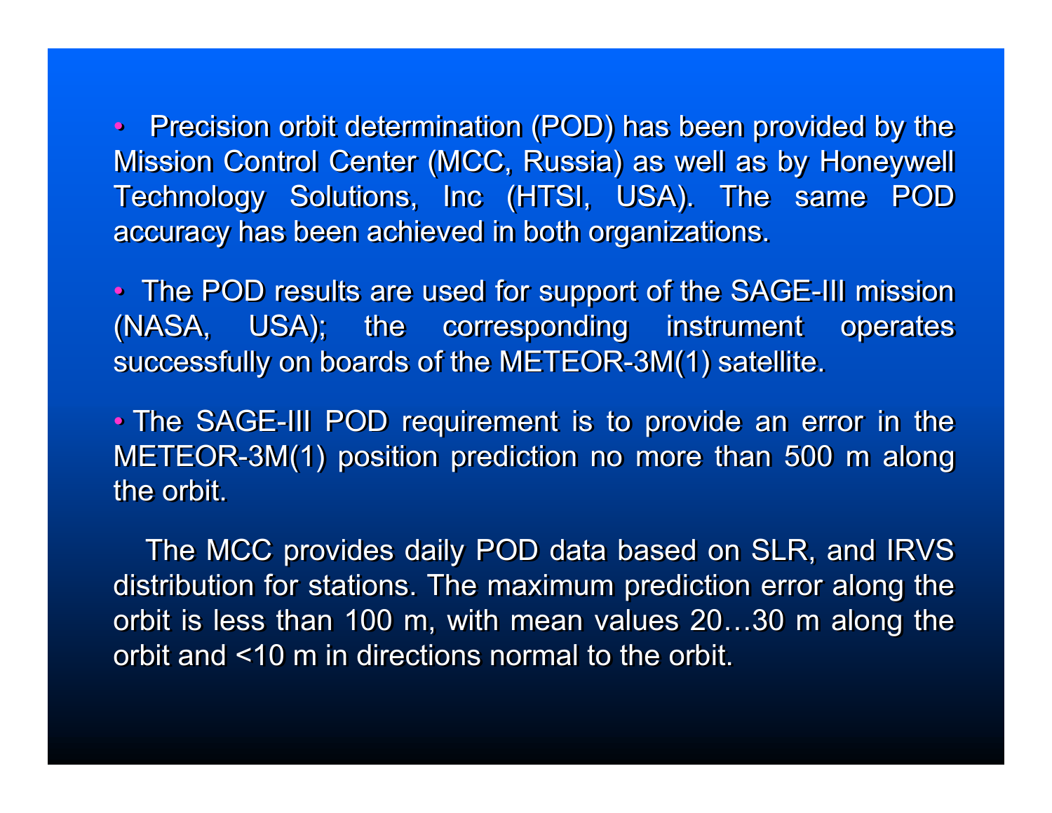- Precision orbit determination (POD) has been provided by the Mission Control Center (MCC, Russia) as well as by Honeywell Technology Solutions, Inc (HTSI, USA). The same POD accuracy has been achieved in both organizations.

- The POD results are used for support of the SAGE-III mission (NASA, USA); the corresponding instrument operates successfully on boards of the METEOR-3M(1) satellite.

- The SAGE-III POD requirement is to provide an error in the METEOR-3M(1) position prediction no more than 500 m along the orbit.

The MCC provides daily POD data based on SLR, and IRVS distribution for stations. The maximum prediction error along the orbit is less than 100 m, with mean values 20…30 m along the orbit and <10 m in directions normal to the orbit.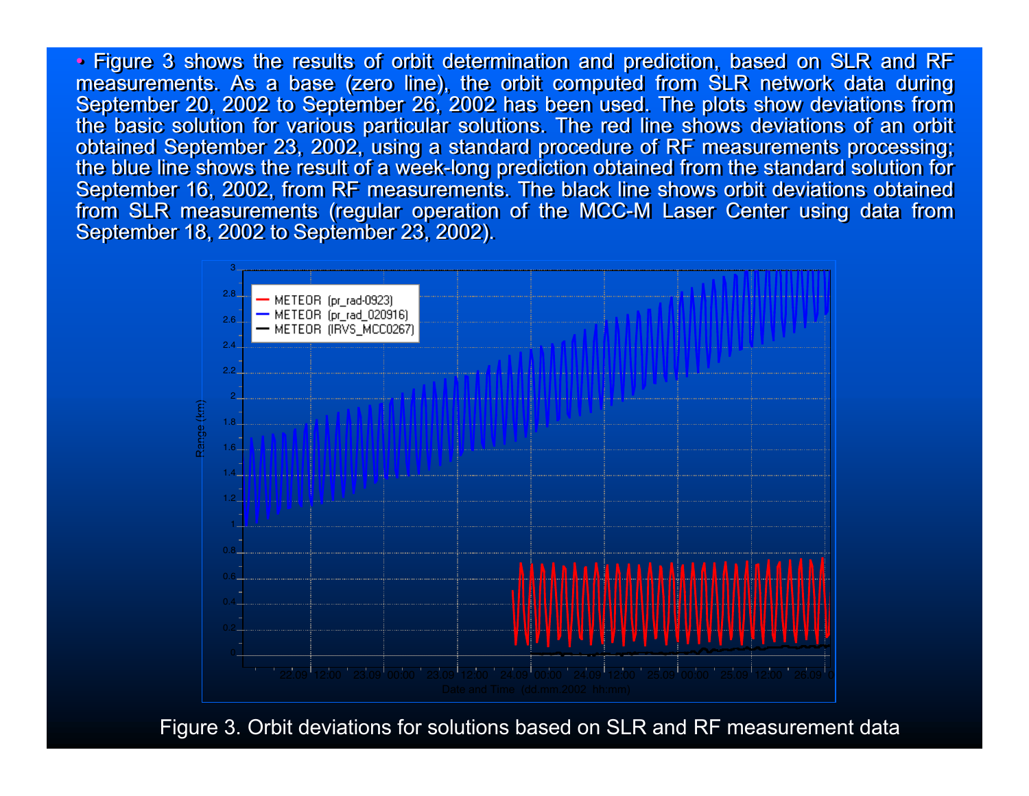- Figure 3 shows the results of orbit determination and prediction, based on SLR and RF measurements. As a base (zero line), the orbit computed from SLR network data during September 20, 2002 to September 26, 2002 has been used. The plots show deviations from the basic solution for various particular solutions. The red line shows deviations of an orbit obtained September 23, 2002, using a standard procedure of RF measurements processing; the blue line shows the result of a week-long prediction obtained from the standard solution for September 16, 2002, from RF measurements. The black line shows orbit deviations obtained from SLR measurements (regular operation of the MCC-M Laser Center using data from September 18, 2002 to September 23, 2002).

Figure 3. Orbit deviations for solutions based on SLR and RF measurement data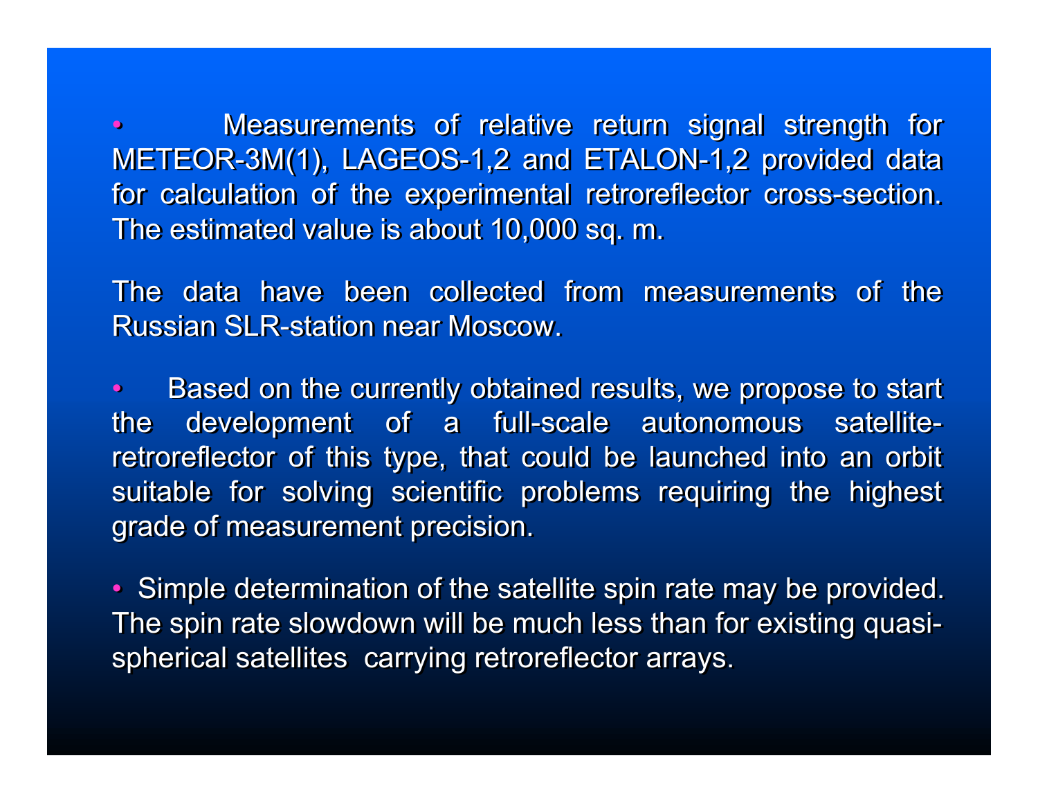- Measurements of relative return signal strength for METEOR-3M(1), LAGEOS-1,2 and ETALON-1,2 provided data for calculation of the experimental retroreflector cross-section. The estimated value is about 10,000 sq. m.

  The data have been collected from measurements of the Russian SLR-station near Moscow.

- Based on the currently obtained results, we propose to start the development of a full-scale autonomous satellite-retroreflector of this type, that could be launched into an orbit suitable for solving scientific problems requiring the highest grade of measurement precision.

- Simple determination of the satellite spin rate may be provided. The spin rate slowdown will be much less than for existing quasi-spherical satellites carrying retroreflector arrays.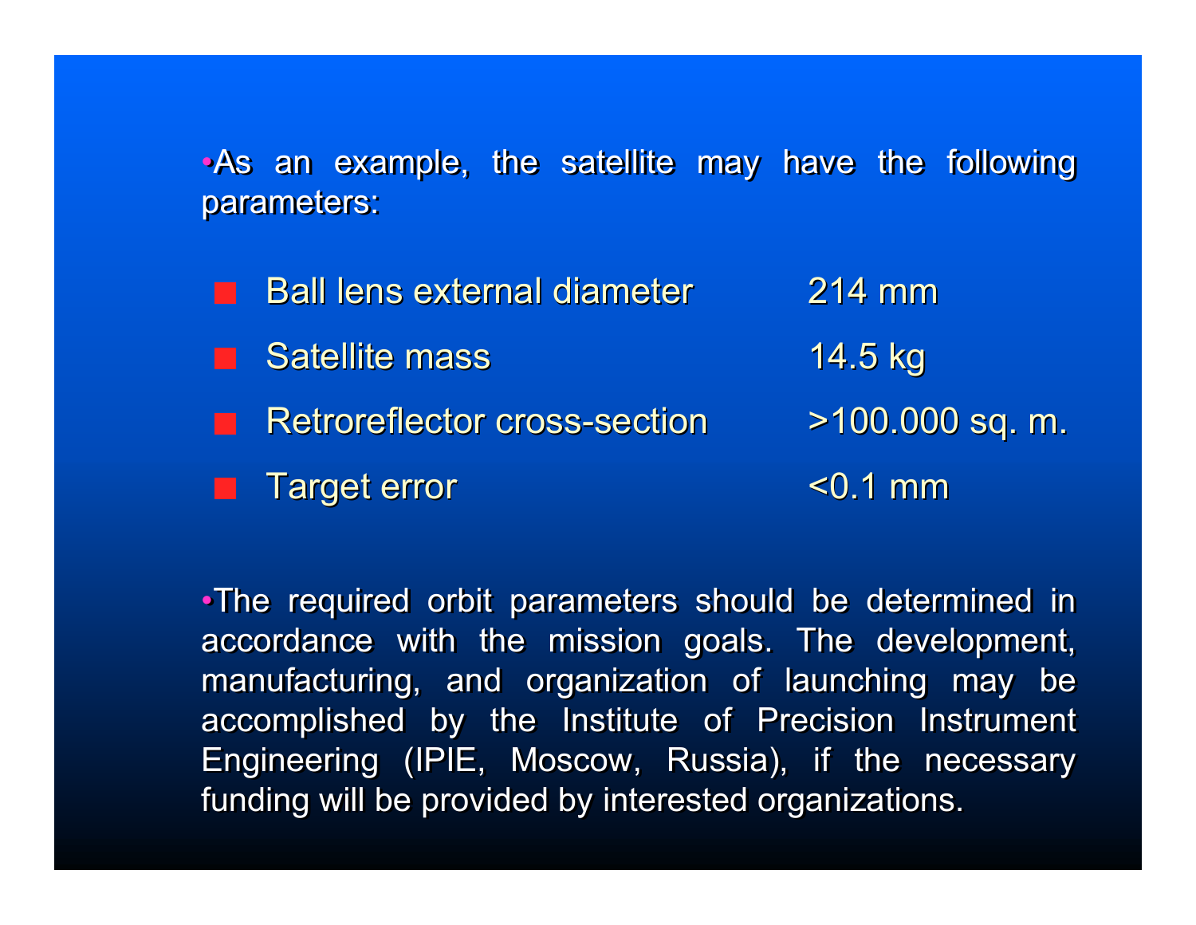- As an example, the satellite may have the following parameters:

| | |
|---|---|
| Ball lens external diameter | 214 mm |
| Satellite mass | 14.5 kg |
| Retroreflector cross-section | >100.000 sq. m. |
| Target error | <0.1 mm |

- The required orbit parameters should be determined in accordance with the mission goals. The development, manufacturing, and organization of launching may be accomplished by the Institute of Precision Instrument Engineering (IPIE, Moscow, Russia), if the necessary funding will be provided by interested organizations.